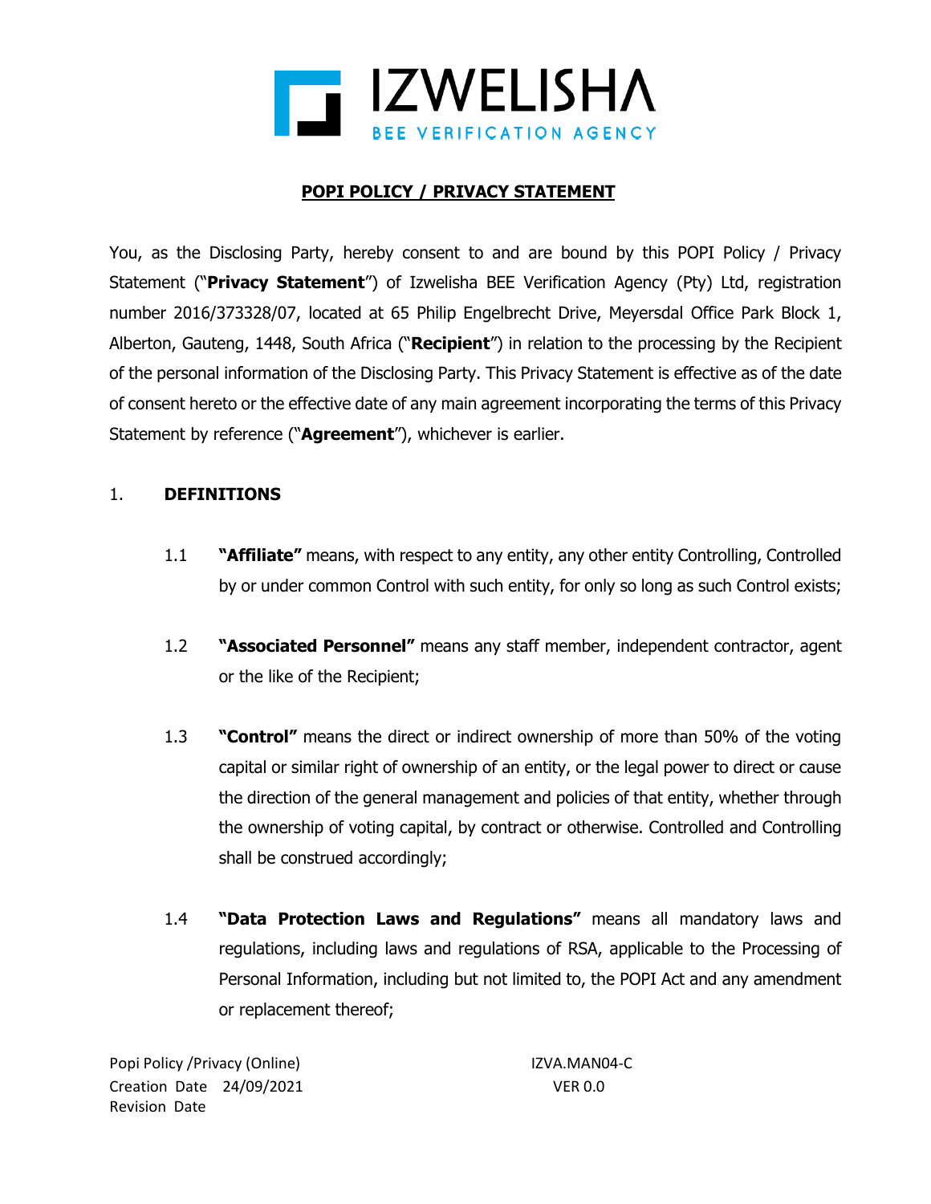# IZWELISHA
BEE VERIFICATION AGENCY

## POPI POLICY / PRIVACY STATEMENT

You, as the Disclosing Party, hereby consent to and are bound by this POPI Policy / Privacy Statement ("**Privacy Statement**") of Izwelisha BEE Verification Agency (Pty) Ltd, registration number 2016/373328/07, located at 65 Philip Engelbrecht Drive, Meyersdal Office Park Block 1, Alberton, Gauteng, 1448, South Africa ("**Recipient**") in relation to the processing by the Recipient of the personal information of the Disclosing Party. This Privacy Statement is effective as of the date of consent hereto or the effective date of any main agreement incorporating the terms of this Privacy Statement by reference ("**Agreement**"), whichever is earlier.

1. **DEFINITIONS**

   1.1 **"Affiliate"** means, with respect to any entity, any other entity Controlling, Controlled by or under common Control with such entity, for only so long as such Control exists;

   1.2 **"Associated Personnel"** means any staff member, independent contractor, agent or the like of the Recipient;

   1.3 **"Control"** means the direct or indirect ownership of more than 50% of the voting capital or similar right of ownership of an entity, or the legal power to direct or cause the direction of the general management and policies of that entity, whether through the ownership of voting capital, by contract or otherwise. Controlled and Controlling shall be construed accordingly;

   1.4 **"Data Protection Laws and Regulations"** means all mandatory laws and regulations, including laws and regulations of RSA, applicable to the Processing of Personal Information, including but not limited to, the POPI Act and any amendment or replacement thereof;

Popi Policy /Privacy (Online) IZVA.MAN04-C
Creation Date 24/09/2021 VER 0.0
Revision Date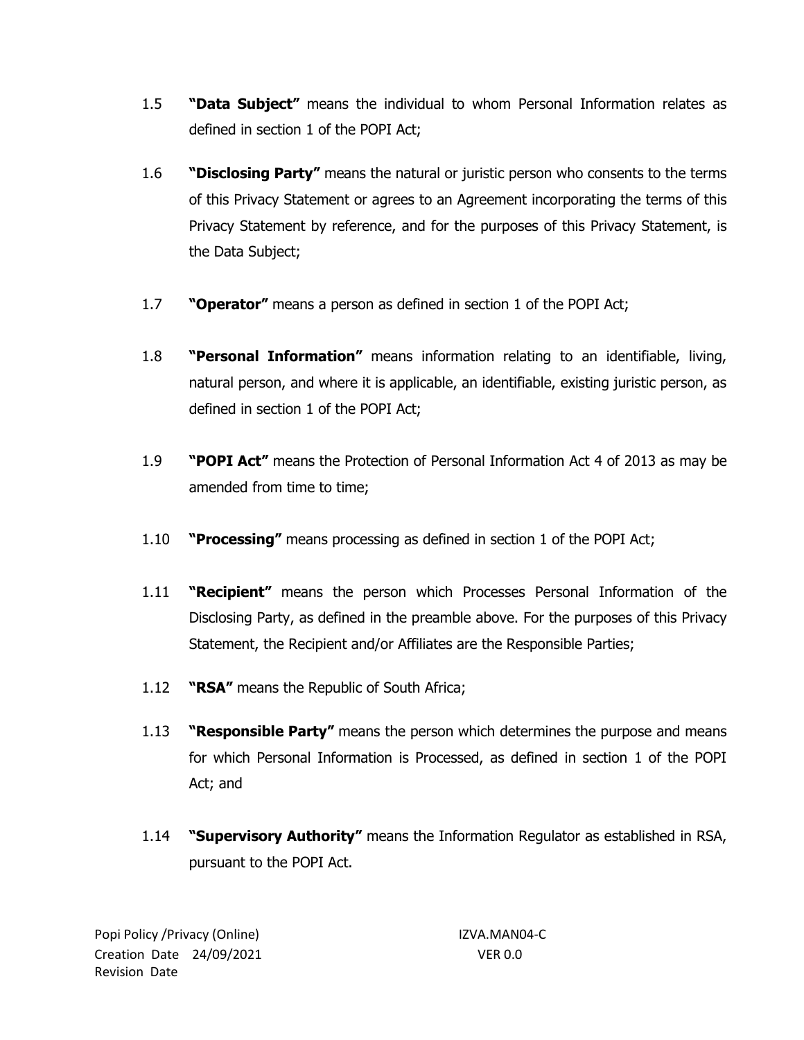1.5 **"Data Subject"** means the individual to whom Personal Information relates as defined in section 1 of the POPI Act;

1.6 **"Disclosing Party"** means the natural or juristic person who consents to the terms of this Privacy Statement or agrees to an Agreement incorporating the terms of this Privacy Statement by reference, and for the purposes of this Privacy Statement, is the Data Subject;

1.7 **"Operator"** means a person as defined in section 1 of the POPI Act;

1.8 **"Personal Information"** means information relating to an identifiable, living, natural person, and where it is applicable, an identifiable, existing juristic person, as defined in section 1 of the POPI Act;

1.9 **"POPI Act"** means the Protection of Personal Information Act 4 of 2013 as may be amended from time to time;

1.10 **"Processing"** means processing as defined in section 1 of the POPI Act;

1.11 **"Recipient"** means the person which Processes Personal Information of the Disclosing Party, as defined in the preamble above. For the purposes of this Privacy Statement, the Recipient and/or Affiliates are the Responsible Parties;

1.12 **"RSA"** means the Republic of South Africa;

1.13 **"Responsible Party"** means the person which determines the purpose and means for which Personal Information is Processed, as defined in section 1 of the POPI Act; and

1.14 **"Supervisory Authority"** means the Information Regulator as established in RSA, pursuant to the POPI Act.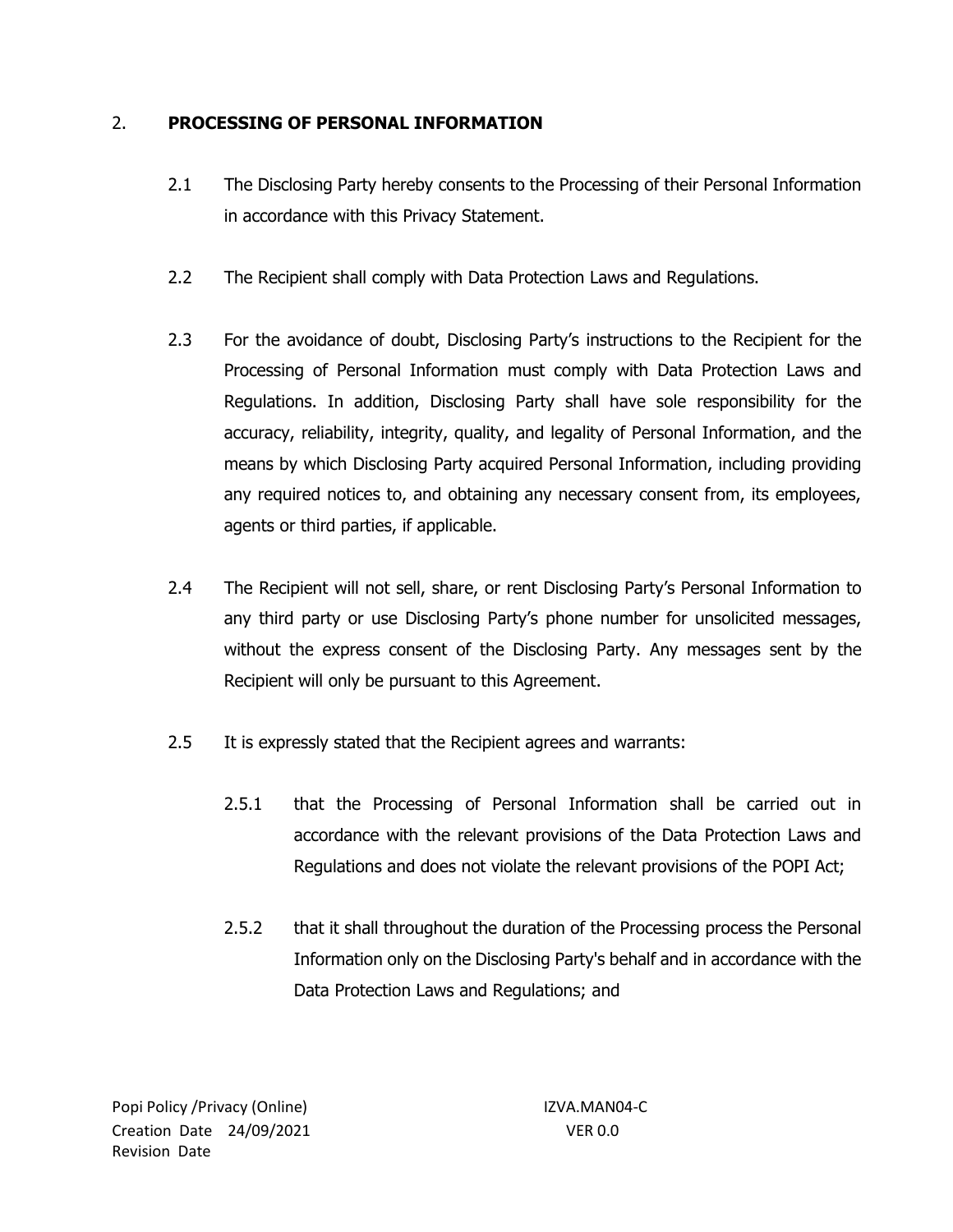## 2. **PROCESSING OF PERSONAL INFORMATION**

2.1 The Disclosing Party hereby consents to the Processing of their Personal Information in accordance with this Privacy Statement.

2.2 The Recipient shall comply with Data Protection Laws and Regulations.

2.3 For the avoidance of doubt, Disclosing Party's instructions to the Recipient for the Processing of Personal Information must comply with Data Protection Laws and Regulations. In addition, Disclosing Party shall have sole responsibility for the accuracy, reliability, integrity, quality, and legality of Personal Information, and the means by which Disclosing Party acquired Personal Information, including providing any required notices to, and obtaining any necessary consent from, its employees, agents or third parties, if applicable.

2.4 The Recipient will not sell, share, or rent Disclosing Party's Personal Information to any third party or use Disclosing Party's phone number for unsolicited messages, without the express consent of the Disclosing Party. Any messages sent by the Recipient will only be pursuant to this Agreement.

2.5 It is expressly stated that the Recipient agrees and warrants:

2.5.1 that the Processing of Personal Information shall be carried out in accordance with the relevant provisions of the Data Protection Laws and Regulations and does not violate the relevant provisions of the POPI Act;

2.5.2 that it shall throughout the duration of the Processing process the Personal Information only on the Disclosing Party's behalf and in accordance with the Data Protection Laws and Regulations; and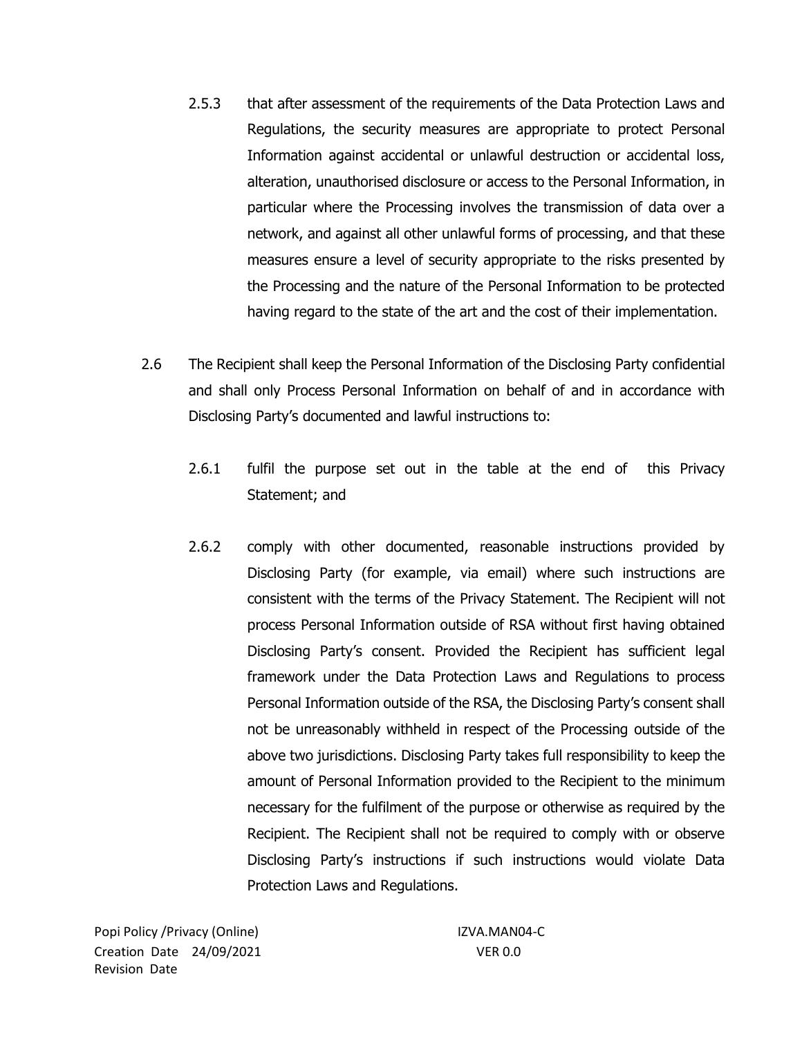2.5.3 that after assessment of the requirements of the Data Protection Laws and Regulations, the security measures are appropriate to protect Personal Information against accidental or unlawful destruction or accidental loss, alteration, unauthorised disclosure or access to the Personal Information, in particular where the Processing involves the transmission of data over a network, and against all other unlawful forms of processing, and that these measures ensure a level of security appropriate to the risks presented by the Processing and the nature of the Personal Information to be protected having regard to the state of the art and the cost of their implementation.

2.6 The Recipient shall keep the Personal Information of the Disclosing Party confidential and shall only Process Personal Information on behalf of and in accordance with Disclosing Party's documented and lawful instructions to:

2.6.1 fulfil the purpose set out in the table at the end of this Privacy Statement; and

2.6.2 comply with other documented, reasonable instructions provided by Disclosing Party (for example, via email) where such instructions are consistent with the terms of the Privacy Statement. The Recipient will not process Personal Information outside of RSA without first having obtained Disclosing Party's consent. Provided the Recipient has sufficient legal framework under the Data Protection Laws and Regulations to process Personal Information outside of the RSA, the Disclosing Party's consent shall not be unreasonably withheld in respect of the Processing outside of the above two jurisdictions. Disclosing Party takes full responsibility to keep the amount of Personal Information provided to the Recipient to the minimum necessary for the fulfilment of the purpose or otherwise as required by the Recipient. The Recipient shall not be required to comply with or observe Disclosing Party's instructions if such instructions would violate Data Protection Laws and Regulations.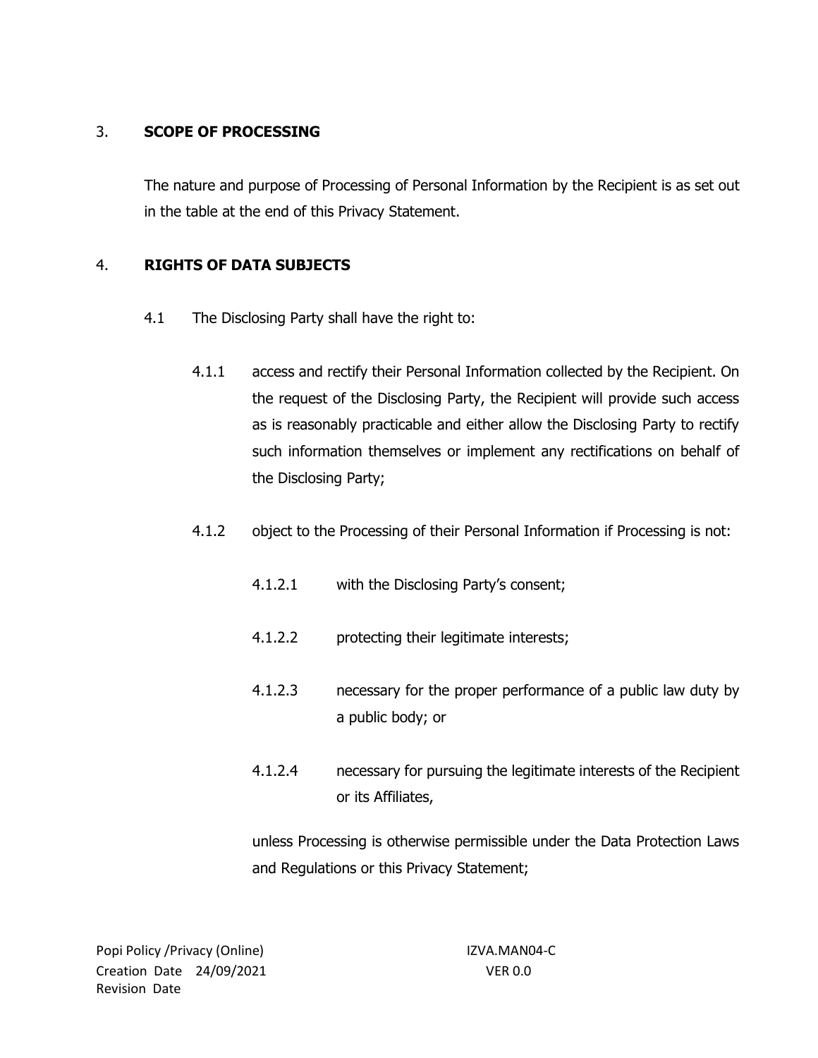## 3. SCOPE OF PROCESSING

The nature and purpose of Processing of Personal Information by the Recipient is as set out in the table at the end of this Privacy Statement.

## 4. RIGHTS OF DATA SUBJECTS

4.1 The Disclosing Party shall have the right to:

4.1.1 access and rectify their Personal Information collected by the Recipient. On the request of the Disclosing Party, the Recipient will provide such access as is reasonably practicable and either allow the Disclosing Party to rectify such information themselves or implement any rectifications on behalf of the Disclosing Party;

4.1.2 object to the Processing of their Personal Information if Processing is not:

4.1.2.1 with the Disclosing Party's consent;

4.1.2.2 protecting their legitimate interests;

4.1.2.3 necessary for the proper performance of a public law duty by a public body; or

4.1.2.4 necessary for pursuing the legitimate interests of the Recipient or its Affiliates,

unless Processing is otherwise permissible under the Data Protection Laws and Regulations or this Privacy Statement;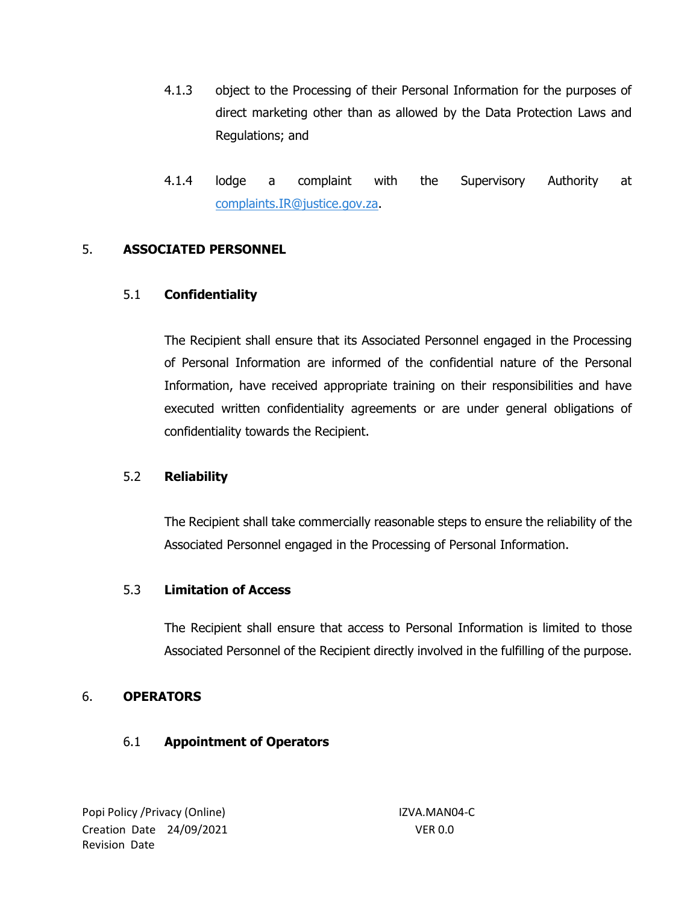4.1.3 object to the Processing of their Personal Information for the purposes of direct marketing other than as allowed by the Data Protection Laws and Regulations; and

4.1.4 lodge a complaint with the Supervisory Authority at complaints.IR@justice.gov.za.

## 5. ASSOCIATED PERSONNEL

### 5.1 Confidentiality

The Recipient shall ensure that its Associated Personnel engaged in the Processing of Personal Information are informed of the confidential nature of the Personal Information, have received appropriate training on their responsibilities and have executed written confidentiality agreements or are under general obligations of confidentiality towards the Recipient.

### 5.2 Reliability

The Recipient shall take commercially reasonable steps to ensure the reliability of the Associated Personnel engaged in the Processing of Personal Information.

### 5.3 Limitation of Access

The Recipient shall ensure that access to Personal Information is limited to those Associated Personnel of the Recipient directly involved in the fulfilling of the purpose.

## 6. OPERATORS

### 6.1 Appointment of Operators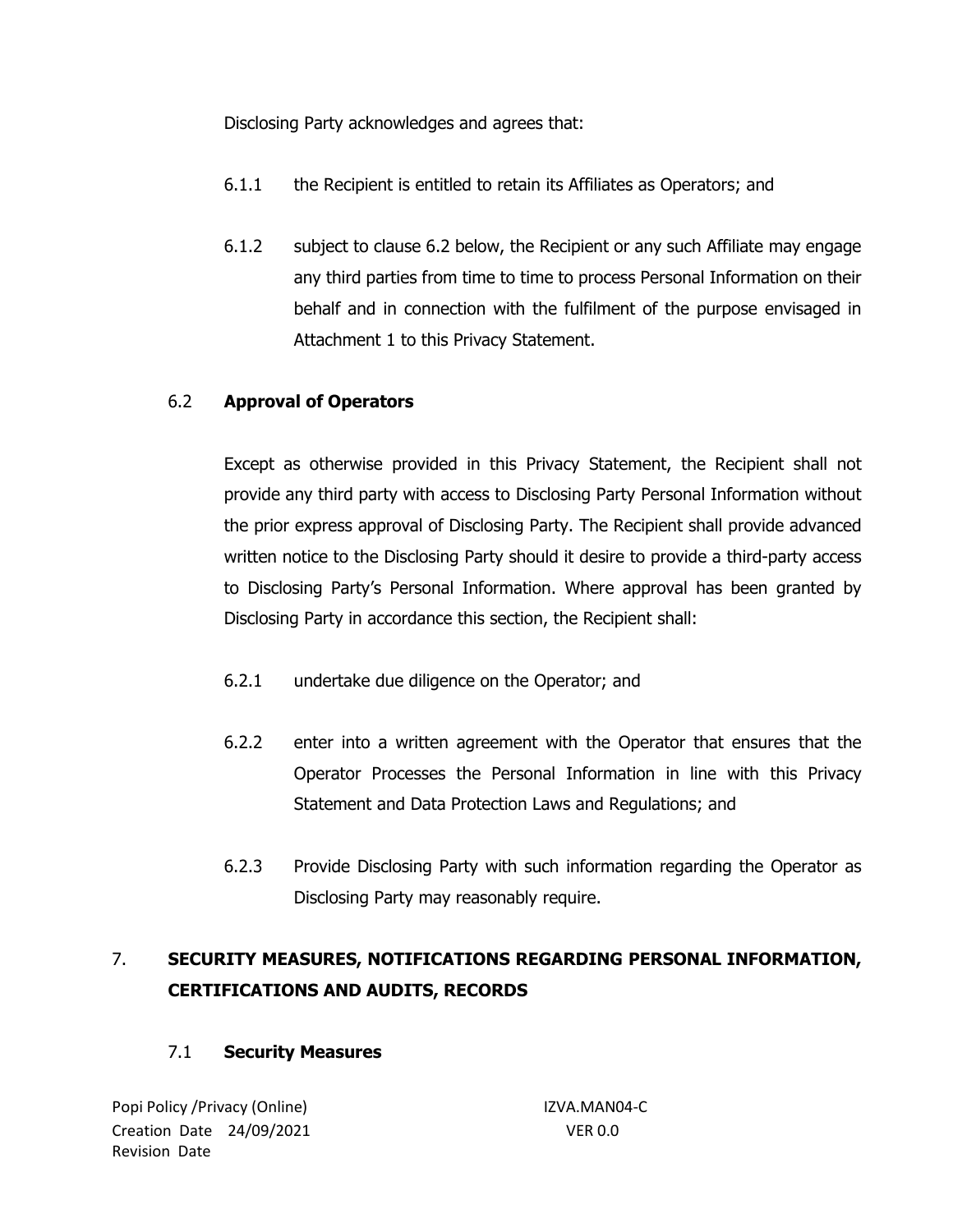Disclosing Party acknowledges and agrees that:

6.1.1 the Recipient is entitled to retain its Affiliates as Operators; and

6.1.2 subject to clause 6.2 below, the Recipient or any such Affiliate may engage any third parties from time to time to process Personal Information on their behalf and in connection with the fulfilment of the purpose envisaged in Attachment 1 to this Privacy Statement.

### 6.2 **Approval of Operators**

Except as otherwise provided in this Privacy Statement, the Recipient shall not provide any third party with access to Disclosing Party Personal Information without the prior express approval of Disclosing Party. The Recipient shall provide advanced written notice to the Disclosing Party should it desire to provide a third-party access to Disclosing Party's Personal Information. Where approval has been granted by Disclosing Party in accordance this section, the Recipient shall:

6.2.1 undertake due diligence on the Operator; and

6.2.2 enter into a written agreement with the Operator that ensures that the Operator Processes the Personal Information in line with this Privacy Statement and Data Protection Laws and Regulations; and

6.2.3 Provide Disclosing Party with such information regarding the Operator as Disclosing Party may reasonably require.

## 7. **SECURITY MEASURES, NOTIFICATIONS REGARDING PERSONAL INFORMATION, CERTIFICATIONS AND AUDITS, RECORDS**

### 7.1 **Security Measures**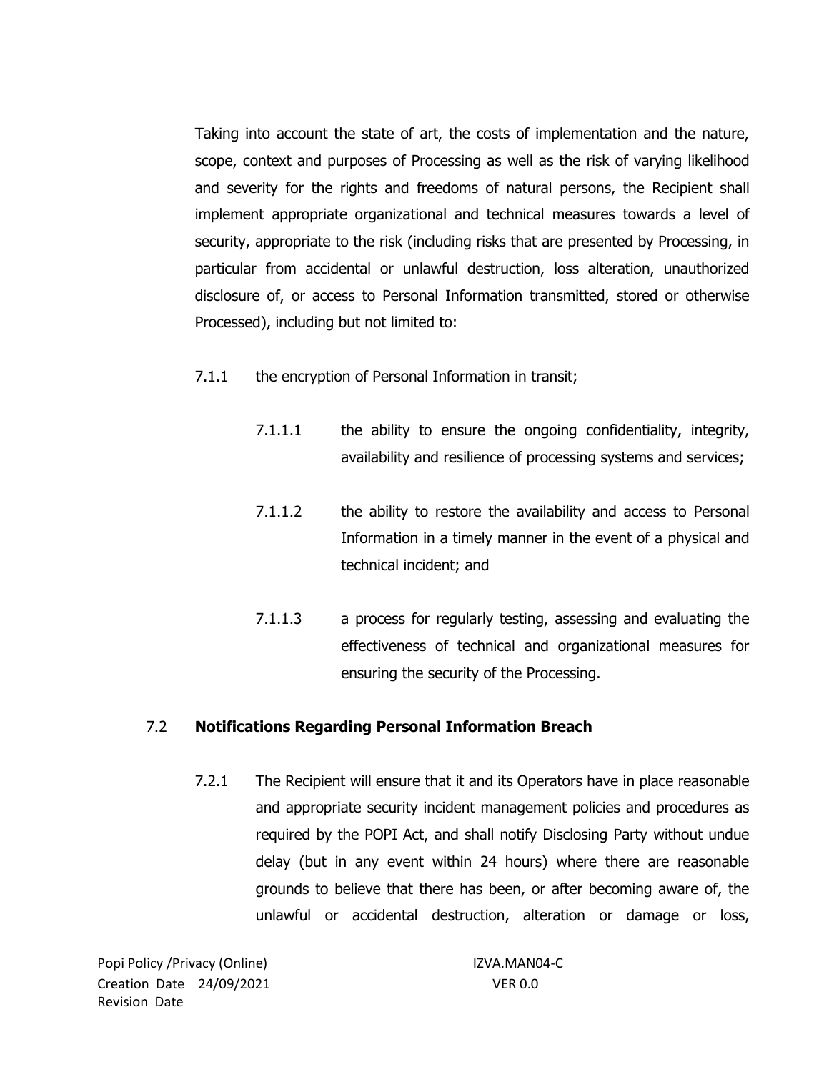Taking into account the state of art, the costs of implementation and the nature, scope, context and purposes of Processing as well as the risk of varying likelihood and severity for the rights and freedoms of natural persons, the Recipient shall implement appropriate organizational and technical measures towards a level of security, appropriate to the risk (including risks that are presented by Processing, in particular from accidental or unlawful destruction, loss alteration, unauthorized disclosure of, or access to Personal Information transmitted, stored or otherwise Processed), including but not limited to:

7.1.1 the encryption of Personal Information in transit;

7.1.1.1 the ability to ensure the ongoing confidentiality, integrity, availability and resilience of processing systems and services;

7.1.1.2 the ability to restore the availability and access to Personal Information in a timely manner in the event of a physical and technical incident; and

7.1.1.3 a process for regularly testing, assessing and evaluating the effectiveness of technical and organizational measures for ensuring the security of the Processing.

## 7.2 **Notifications Regarding Personal Information Breach**

7.2.1 The Recipient will ensure that it and its Operators have in place reasonable and appropriate security incident management policies and procedures as required by the POPI Act, and shall notify Disclosing Party without undue delay (but in any event within 24 hours) where there are reasonable grounds to believe that there has been, or after becoming aware of, the unlawful or accidental destruction, alteration or damage or loss,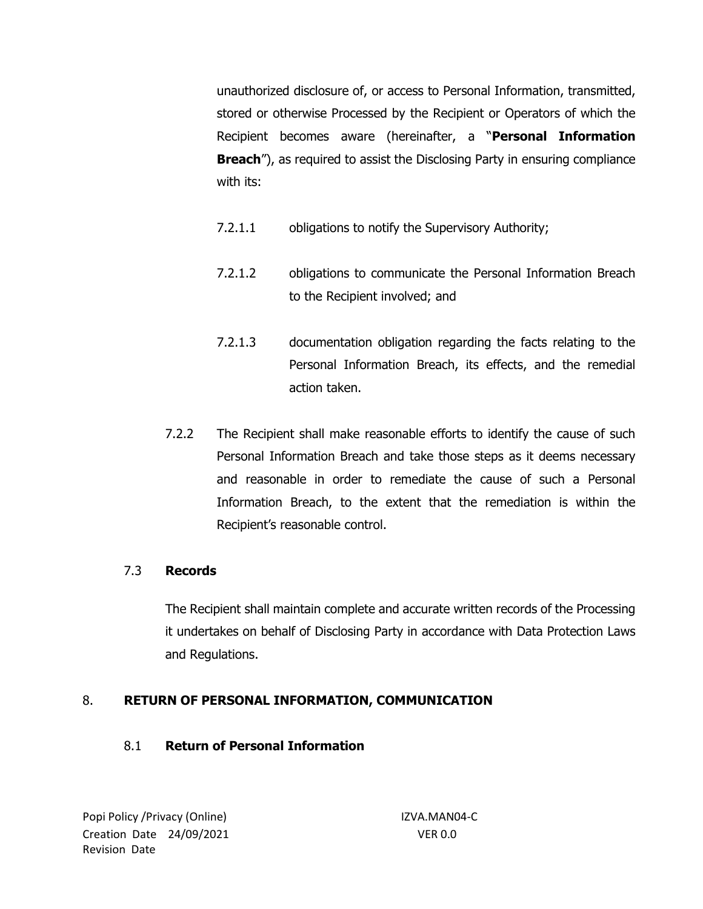unauthorized disclosure of, or access to Personal Information, transmitted, stored or otherwise Processed by the Recipient or Operators of which the Recipient becomes aware (hereinafter, a "**Personal Information Breach**"), as required to assist the Disclosing Party in ensuring compliance with its:

7.2.1.1 obligations to notify the Supervisory Authority;

7.2.1.2 obligations to communicate the Personal Information Breach to the Recipient involved; and

7.2.1.3 documentation obligation regarding the facts relating to the Personal Information Breach, its effects, and the remedial action taken.

7.2.2 The Recipient shall make reasonable efforts to identify the cause of such Personal Information Breach and take those steps as it deems necessary and reasonable in order to remediate the cause of such a Personal Information Breach, to the extent that the remediation is within the Recipient's reasonable control.

### 7.3 Records

The Recipient shall maintain complete and accurate written records of the Processing it undertakes on behalf of Disclosing Party in accordance with Data Protection Laws and Regulations.

## 8. RETURN OF PERSONAL INFORMATION, COMMUNICATION

### 8.1 Return of Personal Information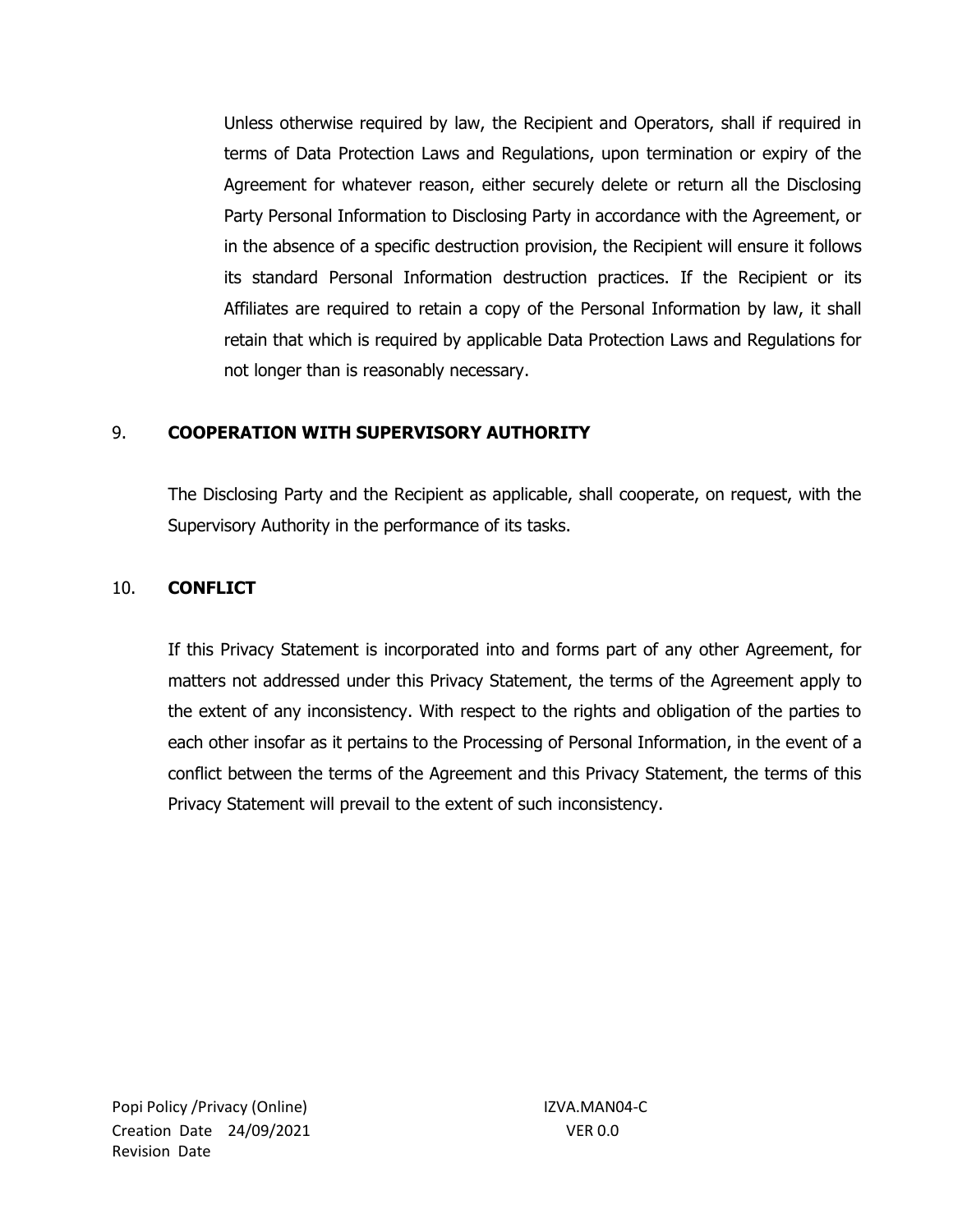Unless otherwise required by law, the Recipient and Operators, shall if required in terms of Data Protection Laws and Regulations, upon termination or expiry of the Agreement for whatever reason, either securely delete or return all the Disclosing Party Personal Information to Disclosing Party in accordance with the Agreement, or in the absence of a specific destruction provision, the Recipient will ensure it follows its standard Personal Information destruction practices. If the Recipient or its Affiliates are required to retain a copy of the Personal Information by law, it shall retain that which is required by applicable Data Protection Laws and Regulations for not longer than is reasonably necessary.

## 9. COOPERATION WITH SUPERVISORY AUTHORITY

The Disclosing Party and the Recipient as applicable, shall cooperate, on request, with the Supervisory Authority in the performance of its tasks.

## 10. CONFLICT

If this Privacy Statement is incorporated into and forms part of any other Agreement, for matters not addressed under this Privacy Statement, the terms of the Agreement apply to the extent of any inconsistency. With respect to the rights and obligation of the parties to each other insofar as it pertains to the Processing of Personal Information, in the event of a conflict between the terms of the Agreement and this Privacy Statement, the terms of this Privacy Statement will prevail to the extent of such inconsistency.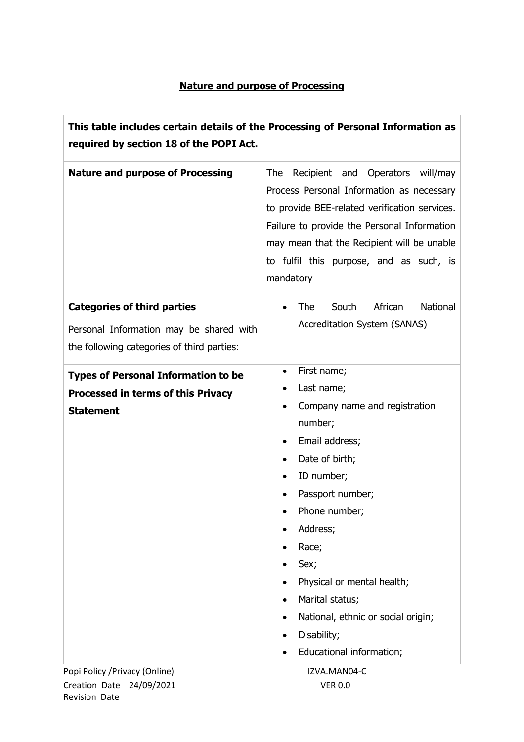## Nature and purpose of Processing

| This table includes certain details of the Processing of Personal Information as required by section 18 of the POPI Act. | |
|---|---|
| **Nature and purpose of Processing** | The Recipient and Operators will/may Process Personal Information as necessary to provide BEE-related verification services. Failure to provide the Personal Information may mean that the Recipient will be unable to fulfil this purpose, and as such, is mandatory |
| **Categories of third parties**<br><br>Personal Information may be shared with the following categories of third parties: | • The South African National Accreditation System (SANAS) |
| **Types of Personal Information to be Processed in terms of this Privacy Statement** | • First name;<br>• Last name;<br>• Company name and registration number;<br>• Email address;<br>• Date of birth;<br>• ID number;<br>• Passport number;<br>• Phone number;<br>• Address;<br>• Race;<br>• Sex;<br>• Physical or mental health;<br>• Marital status;<br>• National, ethnic or social origin;<br>• Disability;<br>• Educational information; |

Popi Policy /Privacy (Online) IZVA.MAN04-C
Creation Date 24/09/2021 VER 0.0
Revision Date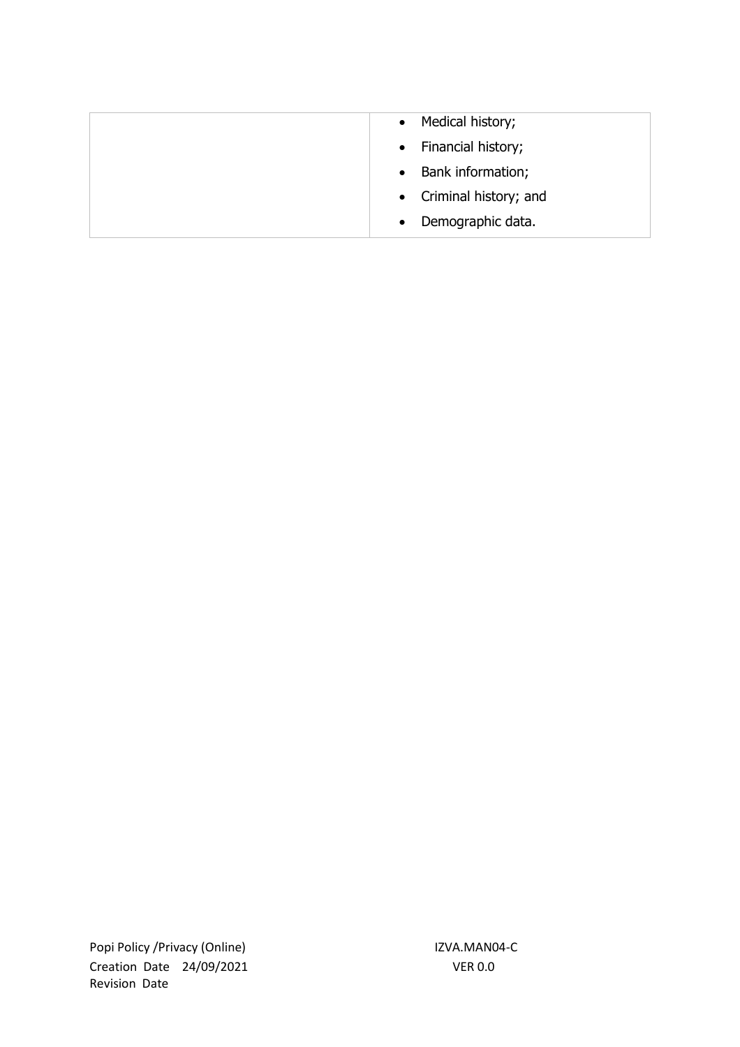| | |
|---|---|
| | • Medical history;<br>• Financial history;<br>• Bank information;<br>• Criminal history; and<br>• Demographic data. |